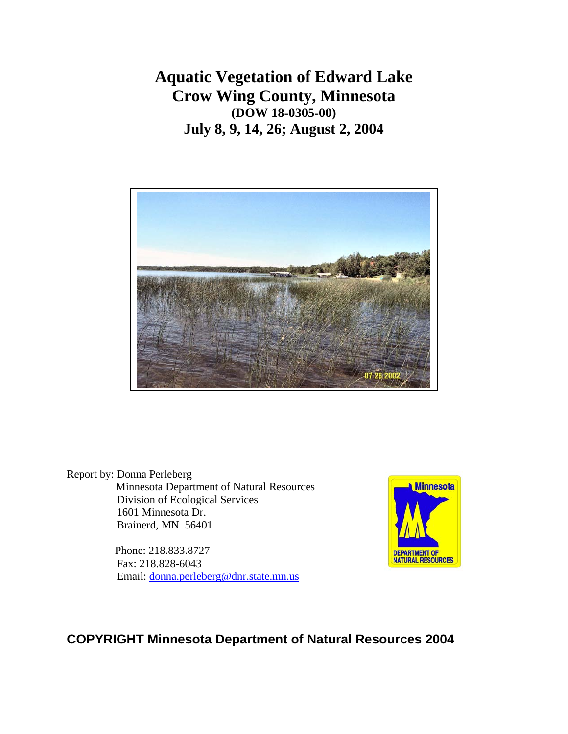# Aquatic Vegetation of Edward Lake
# Crow Wing County, Minnesota
### (DOW 18-0305-00)
## July 8, 9, 14, 26; August 2, 2004

Report by: Donna Perleberg
Minnesota Department of Natural Resources
Division of Ecological Services
1601 Minnesota Dr.
Brainerd, MN 56401

Phone: 218.833.8727
Fax: 218.828-6043
Email: donna.perleberg@dnr.state.mn.us

**COPYRIGHT Minnesota Department of Natural Resources 2004**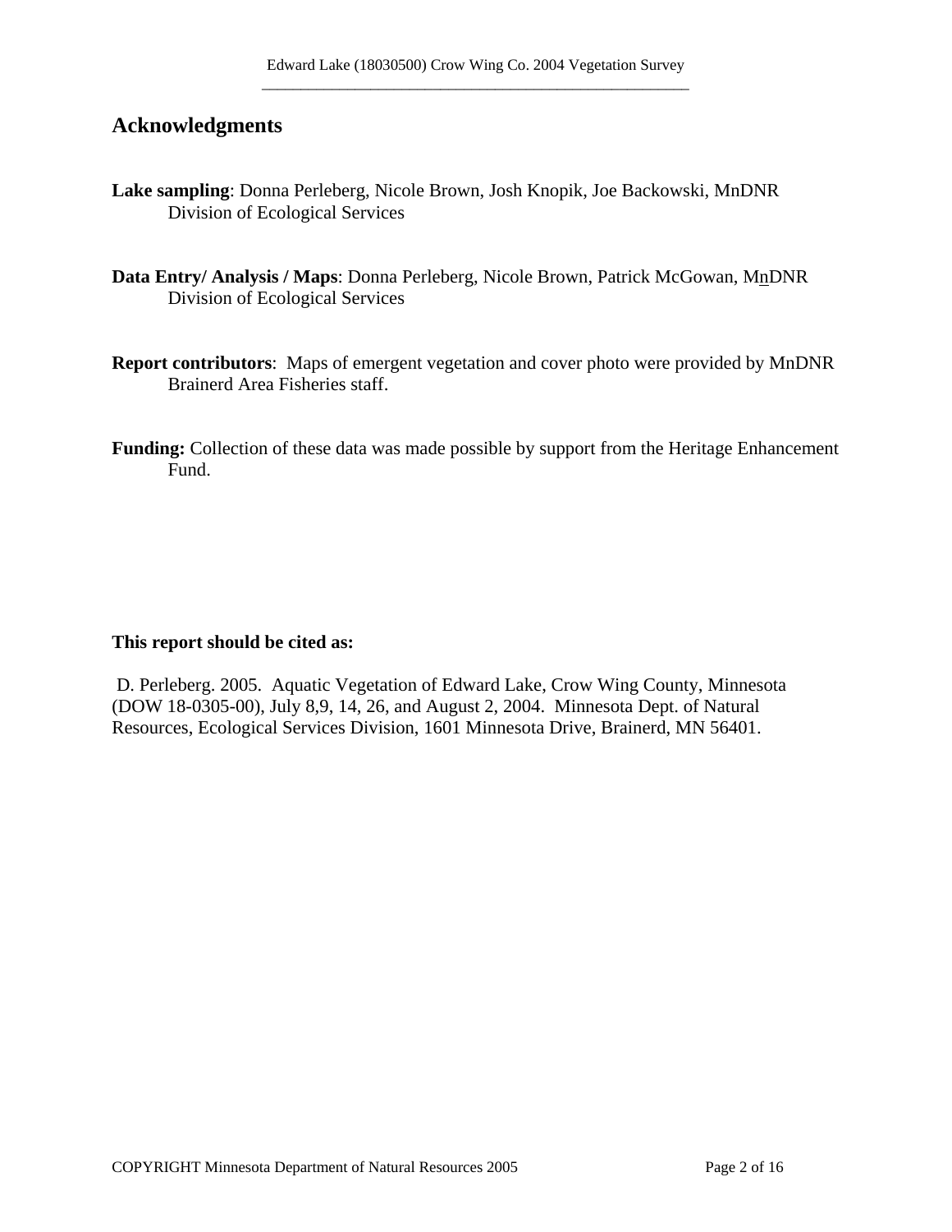## Acknowledgments

**Lake sampling**: Donna Perleberg, Nicole Brown, Josh Knopik, Joe Backowski, MnDNR Division of Ecological Services

**Data Entry/ Analysis / Maps**: Donna Perleberg, Nicole Brown, Patrick McGowan, MnDNR Division of Ecological Services

**Report contributors**: Maps of emergent vegetation and cover photo were provided by MnDNR Brainerd Area Fisheries staff.

**Funding:** Collection of these data was made possible by support from the Heritage Enhancement Fund.

**This report should be cited as:**

D. Perleberg. 2005. Aquatic Vegetation of Edward Lake, Crow Wing County, Minnesota (DOW 18-0305-00), July 8,9, 14, 26, and August 2, 2004. Minnesota Dept. of Natural Resources, Ecological Services Division, 1601 Minnesota Drive, Brainerd, MN 56401.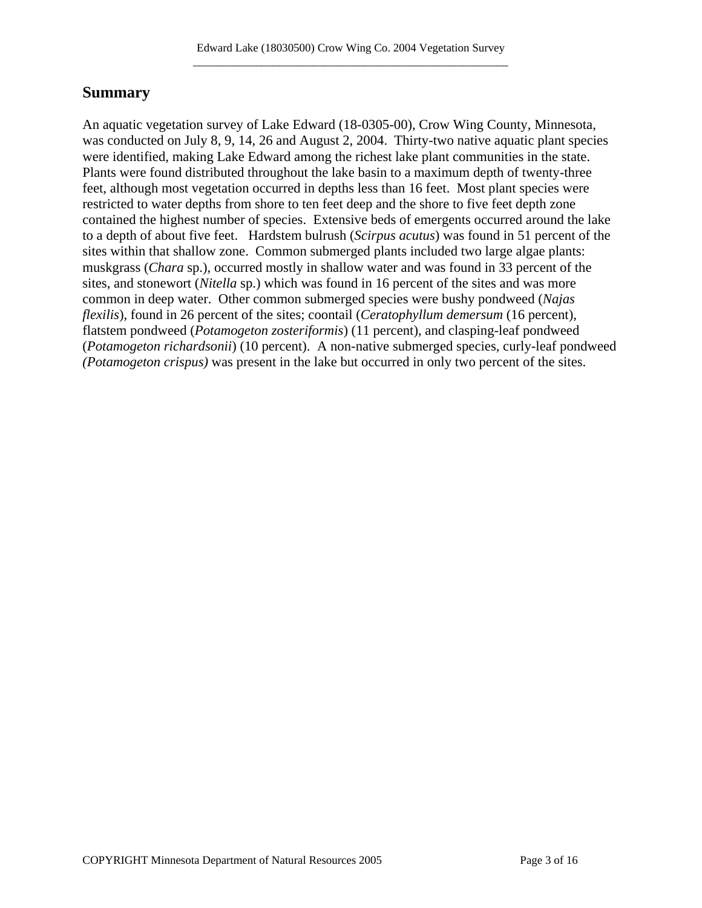## Summary

An aquatic vegetation survey of Lake Edward (18-0305-00), Crow Wing County, Minnesota, was conducted on July 8, 9, 14, 26 and August 2, 2004. Thirty-two native aquatic plant species were identified, making Lake Edward among the richest lake plant communities in the state. Plants were found distributed throughout the lake basin to a maximum depth of twenty-three feet, although most vegetation occurred in depths less than 16 feet. Most plant species were restricted to water depths from shore to ten feet deep and the shore to five feet depth zone contained the highest number of species. Extensive beds of emergents occurred around the lake to a depth of about five feet. Hardstem bulrush (*Scirpus acutus*) was found in 51 percent of the sites within that shallow zone. Common submerged plants included two large algae plants: muskgrass (*Chara* sp.), occurred mostly in shallow water and was found in 33 percent of the sites, and stonewort (*Nitella* sp.) which was found in 16 percent of the sites and was more common in deep water. Other common submerged species were bushy pondweed (*Najas flexilis*), found in 26 percent of the sites; coontail (*Ceratophyllum demersum* (16 percent), flatstem pondweed (*Potamogeton zosteriformis*) (11 percent), and clasping-leaf pondweed (*Potamogeton richardsonii*) (10 percent). A non-native submerged species, curly-leaf pondweed *(Potamogeton crispus)* was present in the lake but occurred in only two percent of the sites.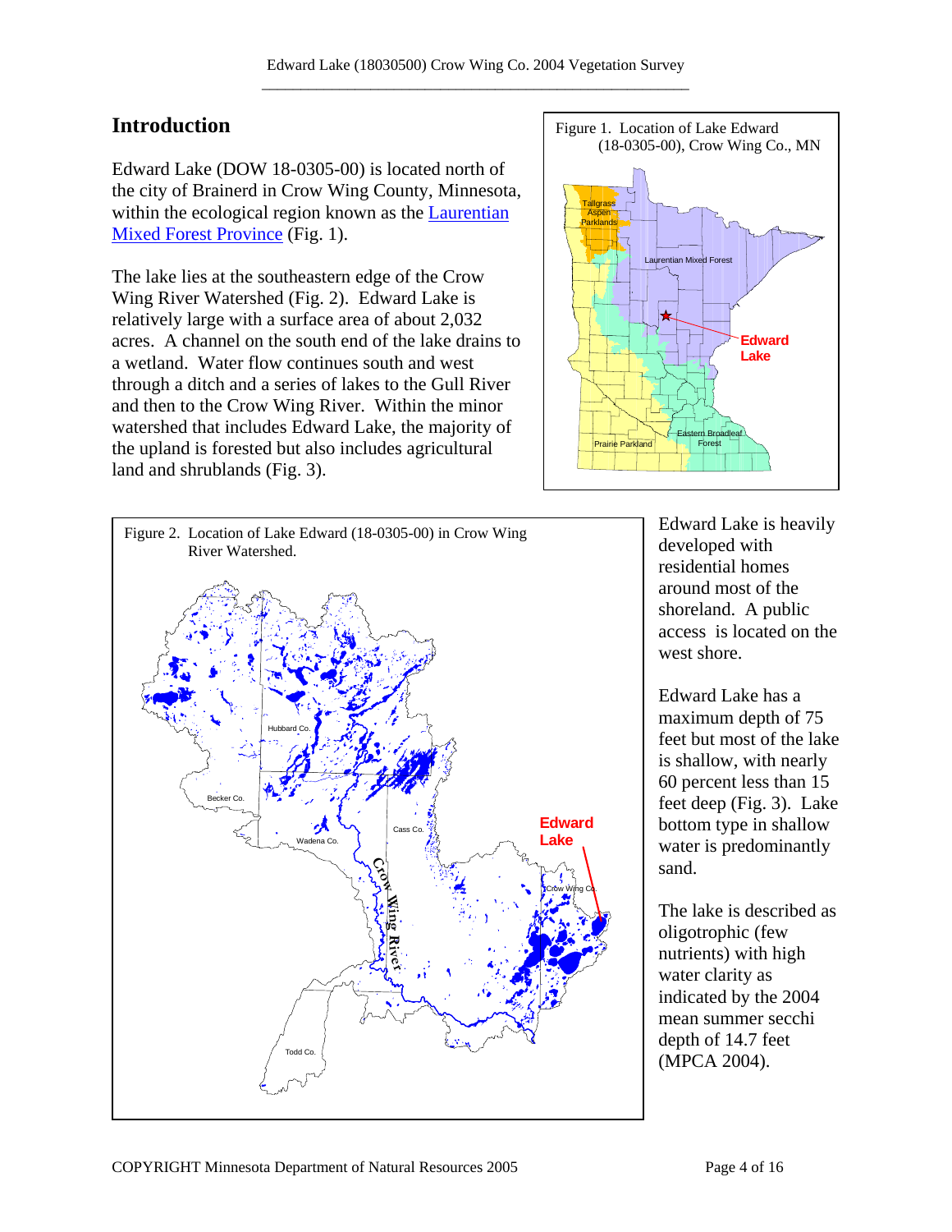## Introduction

Edward Lake (DOW 18-0305-00) is located north of the city of Brainerd in Crow Wing County, Minnesota, within the ecological region known as the Laurentian Mixed Forest Province (Fig. 1).

Figure 1. Location of Lake Edward (18-0305-00), Crow Wing Co., MN

The lake lies at the southeastern edge of the Crow Wing River Watershed (Fig. 2). Edward Lake is relatively large with a surface area of about 2,032 acres. A channel on the south end of the lake drains to a wetland. Water flow continues south and west through a ditch and a series of lakes to the Gull River and then to the Crow Wing River. Within the minor watershed that includes Edward Lake, the majority of the upland is forested but also includes agricultural land and shrublands (Fig. 3).

Figure 2. Location of Lake Edward (18-0305-00) in Crow Wing River Watershed.

Edward Lake is heavily developed with residential homes around most of the shoreland. A public access is located on the west shore.

Edward Lake has a maximum depth of 75 feet but most of the lake is shallow, with nearly 60 percent less than 15 feet deep (Fig. 3). Lake bottom type in shallow water is predominantly sand.

The lake is described as oligotrophic (few nutrients) with high water clarity as indicated by the 2004 mean summer secchi depth of 14.7 feet (MPCA 2004).

COPYRIGHT Minnesota Department of Natural Resources 2005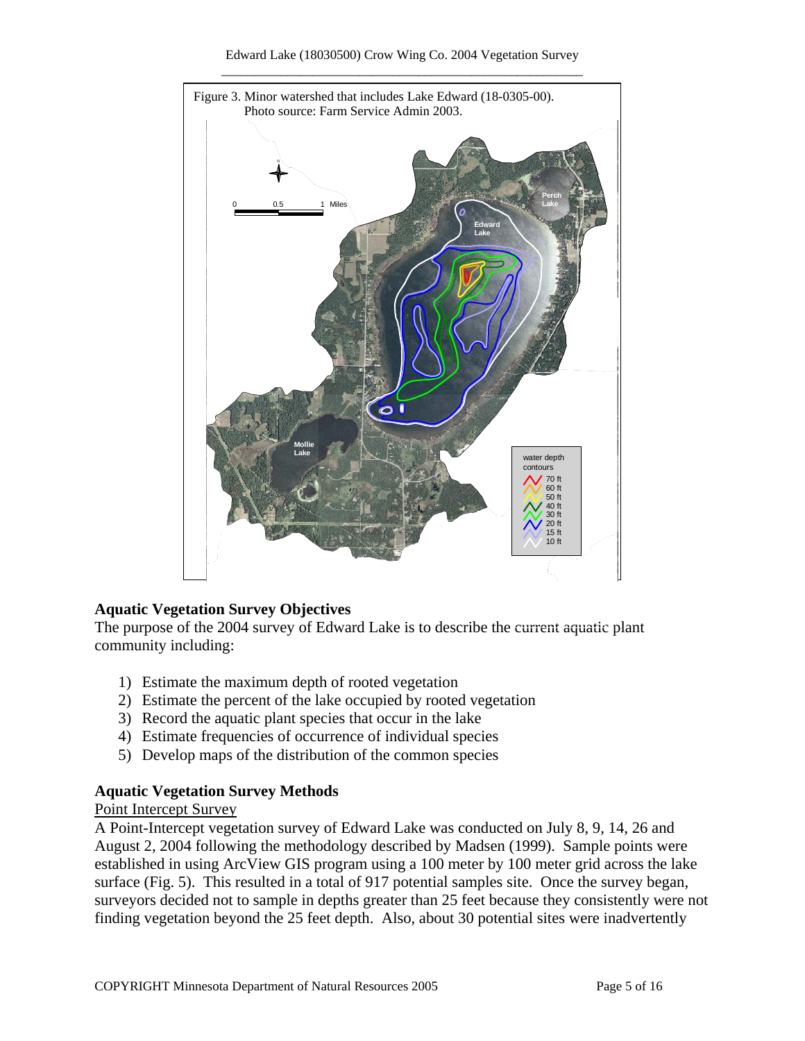Figure 3. Minor watershed that includes Lake Edward (18-0305-00). Photo source: Farm Service Admin 2003.

## Aquatic Vegetation Survey Objectives

The purpose of the 2004 survey of Edward Lake is to describe the current aquatic plant community including:

1) Estimate the maximum depth of rooted vegetation
2) Estimate the percent of the lake occupied by rooted vegetation
3) Record the aquatic plant species that occur in the lake
4) Estimate frequencies of occurrence of individual species
5) Develop maps of the distribution of the common species

## Aquatic Vegetation Survey Methods

Point Intercept Survey

A Point-Intercept vegetation survey of Edward Lake was conducted on July 8, 9, 14, 26 and August 2, 2004 following the methodology described by Madsen (1999). Sample points were established in using ArcView GIS program using a 100 meter by 100 meter grid across the lake surface (Fig. 5). This resulted in a total of 917 potential samples site. Once the survey began, surveyors decided not to sample in depths greater than 25 feet because they consistently were not finding vegetation beyond the 25 feet depth. Also, about 30 potential sites were inadvertently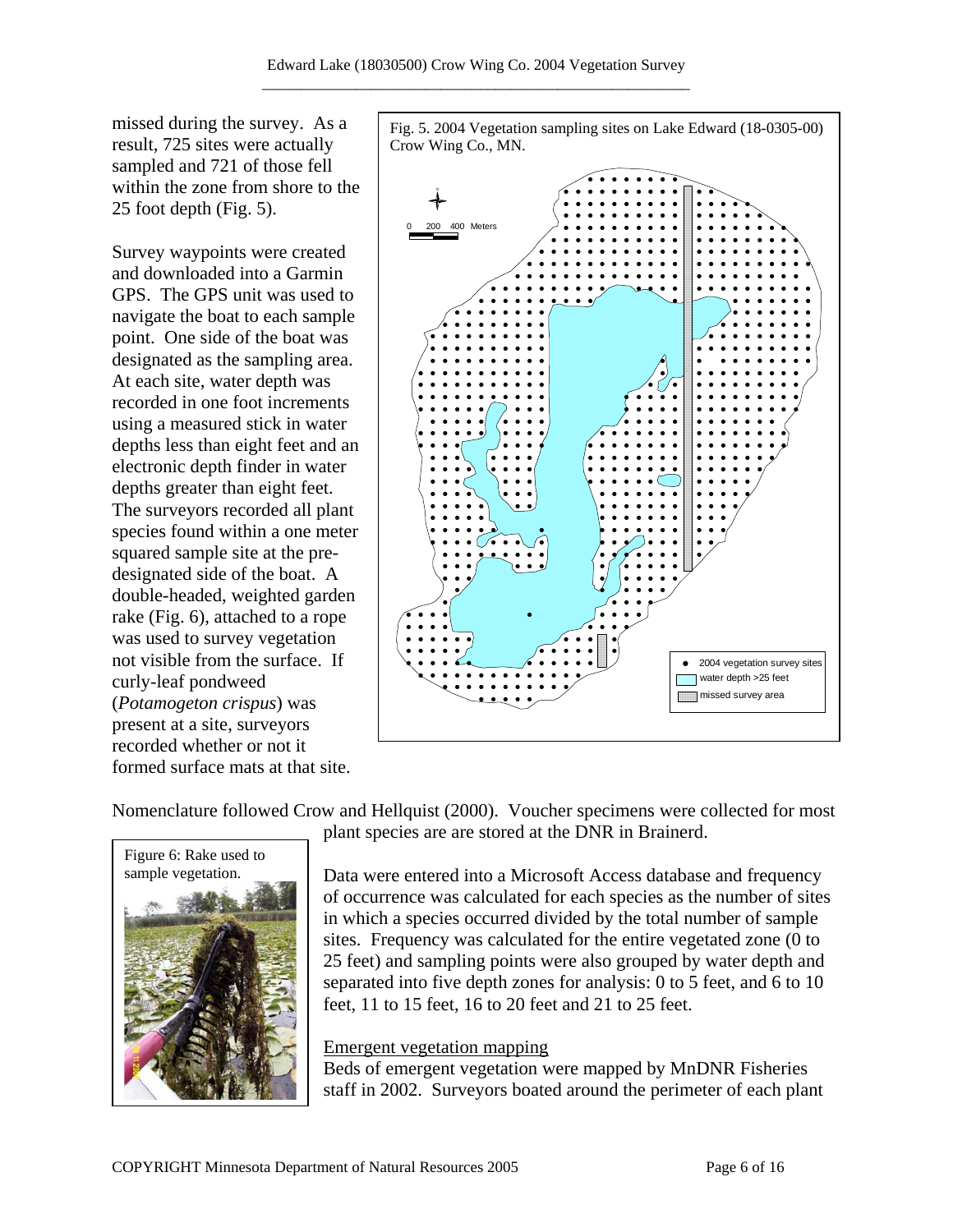missed during the survey. As a result, 725 sites were actually sampled and 721 of those fell within the zone from shore to the 25 foot depth (Fig. 5).

Survey waypoints were created and downloaded into a Garmin GPS. The GPS unit was used to navigate the boat to each sample point. One side of the boat was designated as the sampling area. At each site, water depth was recorded in one foot increments using a measured stick in water depths less than eight feet and an electronic depth finder in water depths greater than eight feet. The surveyors recorded all plant species found within a one meter squared sample site at the pre-designated side of the boat. A double-headed, weighted garden rake (Fig. 6), attached to a rope was used to survey vegetation not visible from the surface. If curly-leaf pondweed (*Potamogeton crispus*) was present at a site, surveyors recorded whether or not it formed surface mats at that site.

Fig. 5. 2004 Vegetation sampling sites on Lake Edward (18-0305-00) Crow Wing Co., MN.

Nomenclature followed Crow and Hellquist (2000). Voucher specimens were collected for most plant species are are stored at the DNR in Brainerd.

Figure 6: Rake used to sample vegetation.

Data were entered into a Microsoft Access database and frequency of occurrence was calculated for each species as the number of sites in which a species occurred divided by the total number of sample sites. Frequency was calculated for the entire vegetated zone (0 to 25 feet) and sampling points were also grouped by water depth and separated into five depth zones for analysis: 0 to 5 feet, and 6 to 10 feet, 11 to 15 feet, 16 to 20 feet and 21 to 25 feet.

Emergent vegetation mapping

Beds of emergent vegetation were mapped by MnDNR Fisheries staff in 2002. Surveyors boated around the perimeter of each plant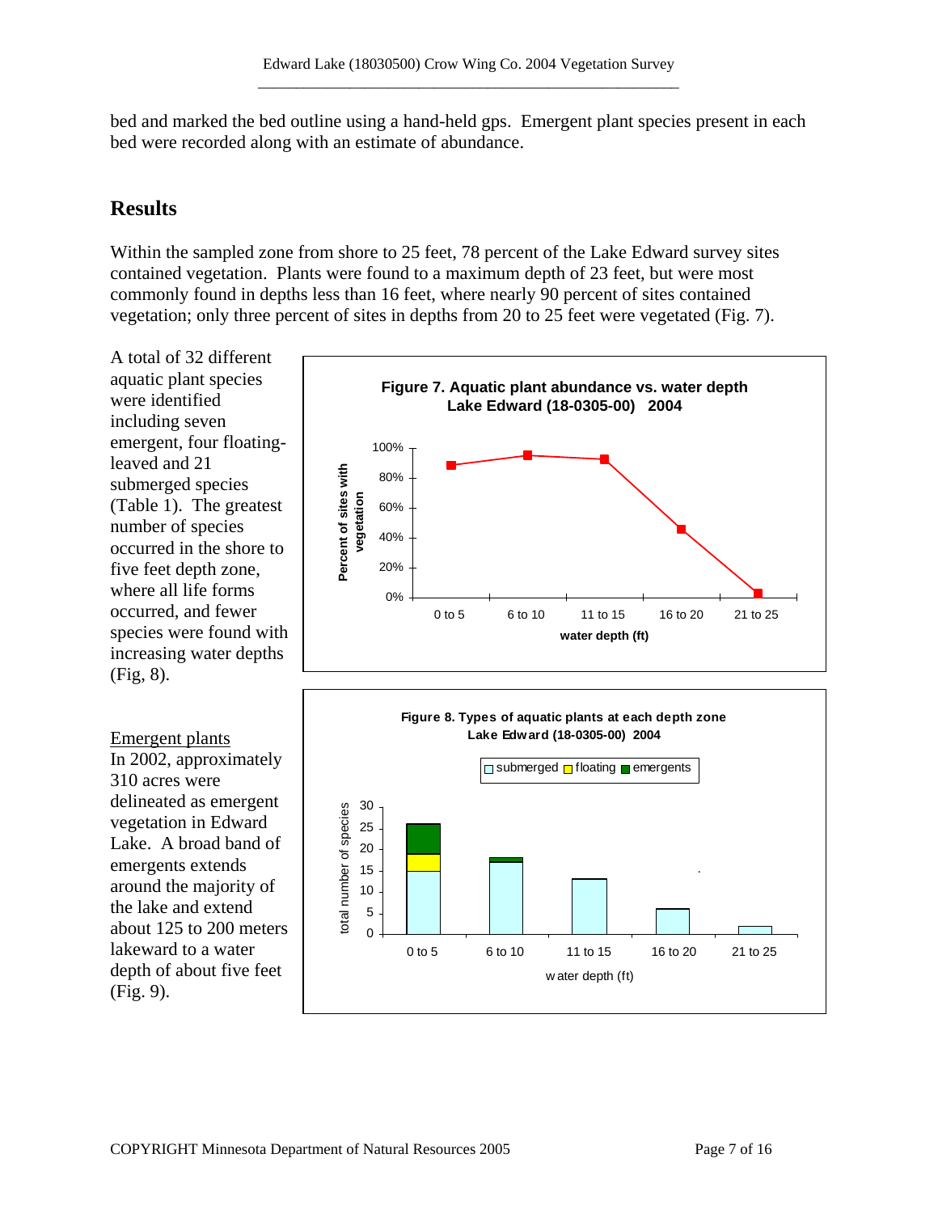bed and marked the bed outline using a hand-held gps. Emergent plant species present in each bed were recorded along with an estimate of abundance.

## Results

Within the sampled zone from shore to 25 feet, 78 percent of the Lake Edward survey sites contained vegetation. Plants were found to a maximum depth of 23 feet, but were most commonly found in depths less than 16 feet, where nearly 90 percent of sites contained vegetation; only three percent of sites in depths from 20 to 25 feet were vegetated (Fig. 7).

A total of 32 different aquatic plant species were identified including seven emergent, four floating-leaved and 21 submerged species (Table 1). The greatest number of species occurred in the shore to five feet depth zone, where all life forms occurred, and fewer species were found with increasing water depths (Fig, 8).

**Figure 7. Aquatic plant abundance vs. water depth Lake Edward (18-0305-00) 2004**

**Figure 8. Types of aquatic plants at each depth zone Lake Edward (18-0305-00) 2004**

<u>Emergent plants</u>

In 2002, approximately 310 acres were delineated as emergent vegetation in Edward Lake. A broad band of emergents extends around the majority of the lake and extend about 125 to 200 meters lakeward to a water depth of about five feet (Fig. 9).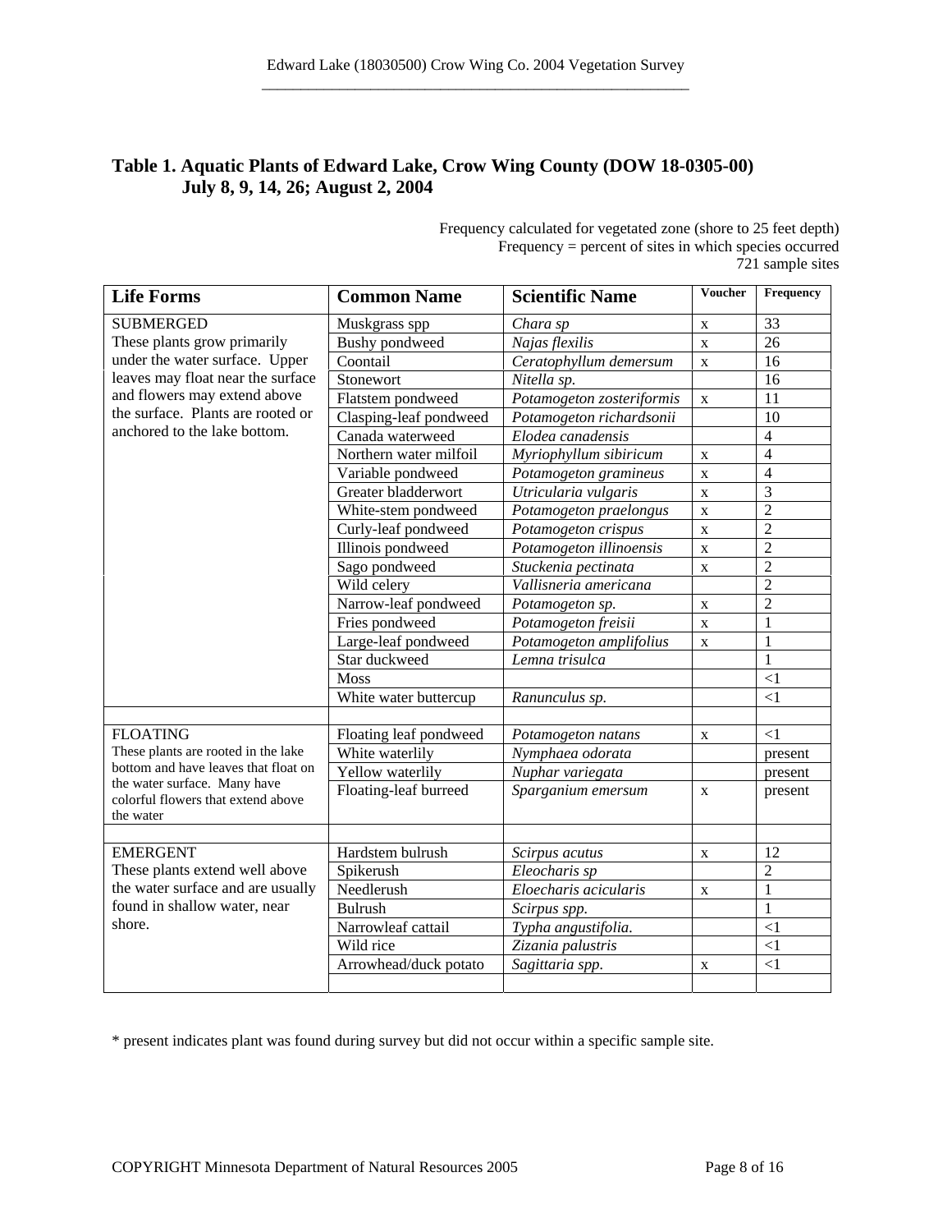## Table 1. Aquatic Plants of Edward Lake, Crow Wing County (DOW 18-0305-00) July 8, 9, 14, 26; August 2, 2004

Frequency calculated for vegetated zone (shore to 25 feet depth)
Frequency = percent of sites in which species occurred
721 sample sites

| Life Forms | Common Name | Scientific Name | Voucher | Frequency |
|---|---|---|---|---|
| SUBMERGED These plants grow primarily under the water surface. Upper leaves may float near the surface and flowers may extend above the surface. Plants are rooted or anchored to the lake bottom. | Muskgrass spp | *Chara sp* | x | 33 |
| | Bushy pondweed | *Najas flexilis* | x | 26 |
| | Coontail | *Ceratophyllum demersum* | x | 16 |
| | Stonewort | *Nitella sp.* | | 16 |
| | Flatstem pondweed | *Potamogeton zosteriformis* | x | 11 |
| | Clasping-leaf pondweed | *Potamogeton richardsonii* | | 10 |
| | Canada waterweed | *Elodea canadensis* | | 4 |
| | Northern water milfoil | *Myriophyllum sibiricum* | x | 4 |
| | Variable pondweed | *Potamogeton gramineus* | x | 4 |
| | Greater bladderwort | *Utricularia vulgaris* | x | 3 |
| | White-stem pondweed | *Potamogeton praelongus* | x | 2 |
| | Curly-leaf pondweed | *Potamogeton crispus* | x | 2 |
| | Illinois pondweed | *Potamogeton illinoensis* | x | 2 |
| | Sago pondweed | *Stuckenia pectinata* | x | 2 |
| | Wild celery | *Vallisneria americana* | | 2 |
| | Narrow-leaf pondweed | *Potamogeton sp.* | x | 2 |
| | Fries pondweed | *Potamogeton freisii* | x | 1 |
| | Large-leaf pondweed | *Potamogeton amplifolius* | x | 1 |
| | Star duckweed | *Lemna trisulca* | | 1 |
| | Moss | | | <1 |
| | White water buttercup | *Ranunculus sp.* | | <1 |
| | | | | |
| FLOATING These plants are rooted in the lake bottom and have leaves that float on the water surface. Many have colorful flowers that extend above the water | Floating leaf pondweed | *Potamogeton natans* | x | <1 |
| | White waterlily | *Nymphaea odorata* | | present |
| | Yellow waterlily | *Nuphar variegata* | | present |
| | Floating-leaf burreed | *Sparganium emersum* | x | present |
| | | | | |
| EMERGENT These plants extend well above the water surface and are usually found in shallow water, near shore. | Hardstem bulrush | *Scirpus acutus* | x | 12 |
| | Spikerush | *Eleocharis sp* | | 2 |
| | Needlerush | *Eloecharis acicularis* | x | 1 |
| | Bulrush | *Scirpus spp.* | | 1 |
| | Narrowleaf cattail | *Typha angustifolia.* | | <1 |
| | Wild rice | *Zizania palustris* | | <1 |
| | Arrowhead/duck potato | *Sagittaria spp.* | x | <1 |

* present indicates plant was found during survey but did not occur within a specific sample site.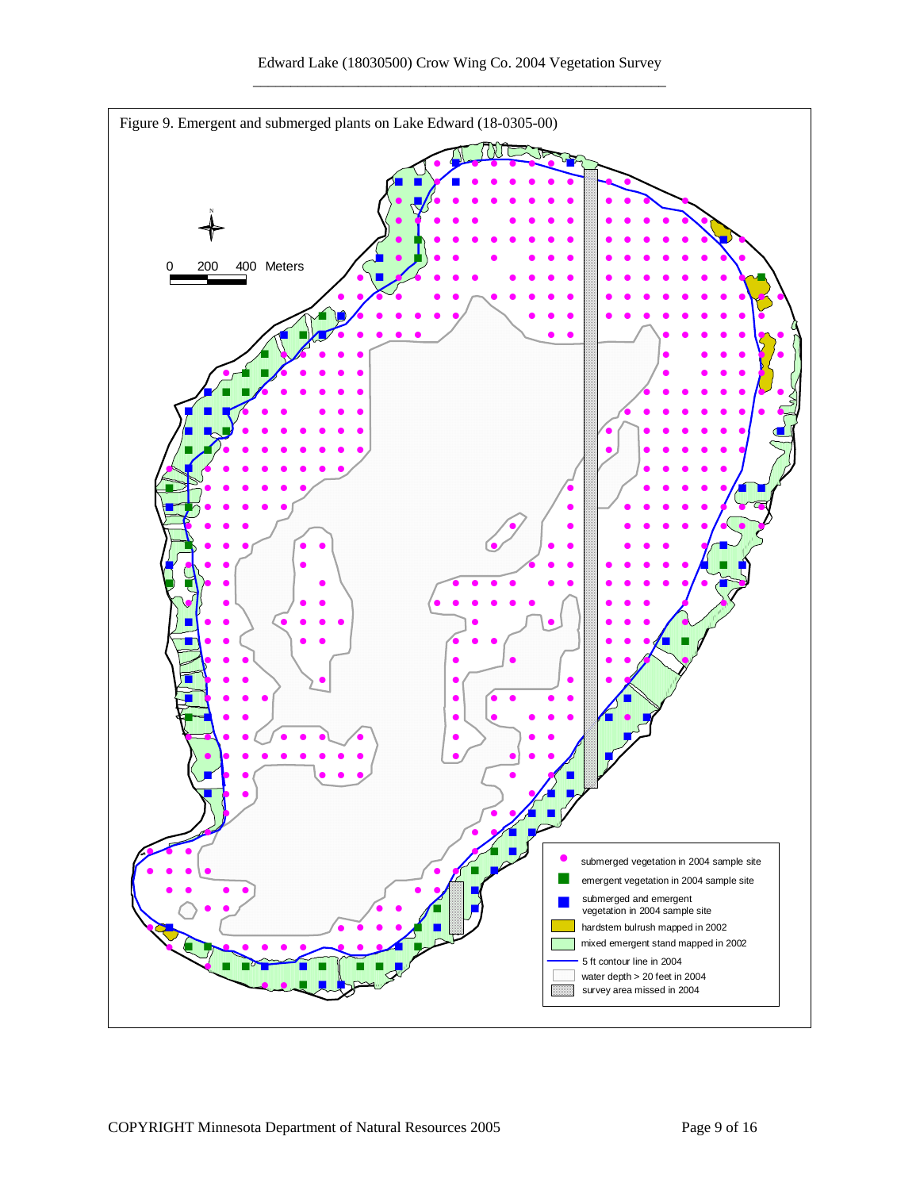Figure 9. Emergent and submerged plants on Lake Edward (18-0305-00)

0 200 400 Meters

- submerged vegetation in 2004 sample site
- emergent vegetation in 2004 sample site
- submerged and emergent vegetation in 2004 sample site
- hardstem bulrush mapped in 2002
- mixed emergent stand mapped in 2002
- 5 ft contour line in 2004
- water depth > 20 feet in 2004
- survey area missed in 2004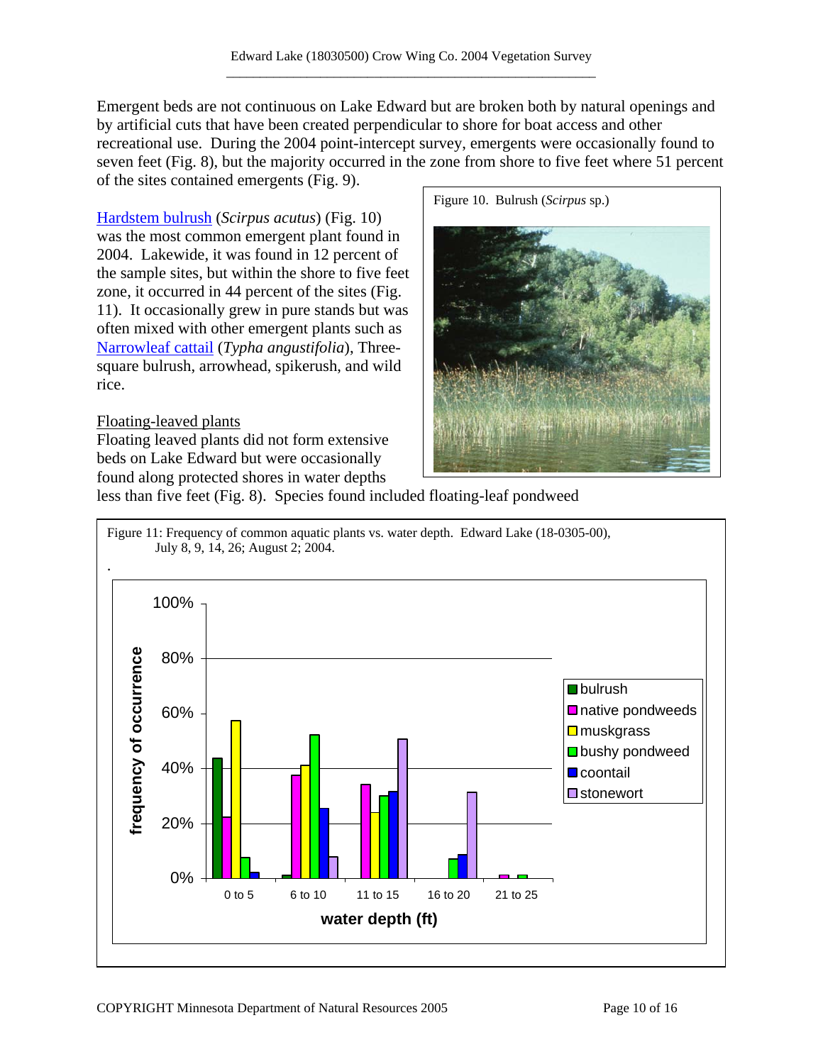Emergent beds are not continuous on Lake Edward but are broken both by natural openings and by artificial cuts that have been created perpendicular to shore for boat access and other recreational use. During the 2004 point-intercept survey, emergents were occasionally found to seven feet (Fig. 8), but the majority occurred in the zone from shore to five feet where 51 percent of the sites contained emergents (Fig. 9).

Hardstem bulrush (*Scirpus acutus*) (Fig. 10) was the most common emergent plant found in 2004. Lakewide, it was found in 12 percent of the sample sites, but within the shore to five feet zone, it occurred in 44 percent of the sites (Fig. 11). It occasionally grew in pure stands but was often mixed with other emergent plants such as Narrowleaf cattail (*Typha angustifolia*), Three-square bulrush, arrowhead, spikerush, and wild rice.

Figure 10. Bulrush (*Scirpus* sp.)

Floating-leaved plants

Floating leaved plants did not form extensive beds on Lake Edward but were occasionally found along protected shores in water depths less than five feet (Fig. 8). Species found included floating-leaf pondweed

Figure 11: Frequency of common aquatic plants vs. water depth. Edward Lake (18-0305-00), July 8, 9, 14, 26; August 2; 2004.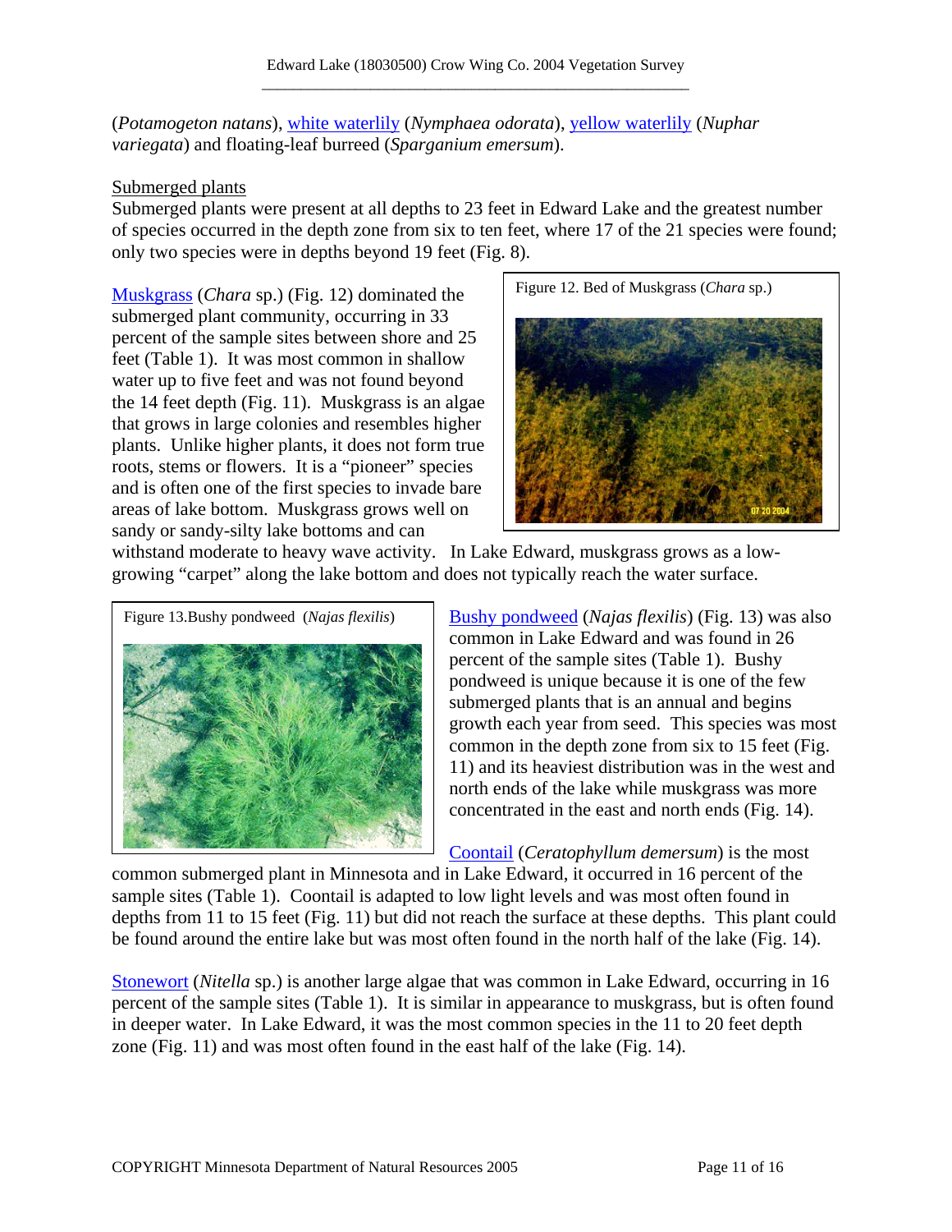(*Potamogeton natans*), white waterlily (*Nymphaea odorata*), yellow waterlily (*Nuphar variegata*) and floating-leaf burreed (*Sparganium emersum*).

Submerged plants

Submerged plants were present at all depths to 23 feet in Edward Lake and the greatest number of species occurred in the depth zone from six to ten feet, where 17 of the 21 species were found; only two species were in depths beyond 19 feet (Fig. 8).

Muskgrass (*Chara* sp.) (Fig. 12) dominated the submerged plant community, occurring in 33 percent of the sample sites between shore and 25 feet (Table 1). It was most common in shallow water up to five feet and was not found beyond the 14 feet depth (Fig. 11). Muskgrass is an algae that grows in large colonies and resembles higher plants. Unlike higher plants, it does not form true roots, stems or flowers. It is a "pioneer" species and is often one of the first species to invade bare areas of lake bottom. Muskgrass grows well on sandy or sandy-silty lake bottoms and can withstand moderate to heavy wave activity. In Lake Edward, muskgrass grows as a low-growing "carpet" along the lake bottom and does not typically reach the water surface.

Figure 12. Bed of Muskgrass (*Chara* sp.)

Figure 13.Bushy pondweed (*Najas flexilis*)

Bushy pondweed (*Najas flexilis*) (Fig. 13) was also common in Lake Edward and was found in 26 percent of the sample sites (Table 1). Bushy pondweed is unique because it is one of the few submerged plants that is an annual and begins growth each year from seed. This species was most common in the depth zone from six to 15 feet (Fig. 11) and its heaviest distribution was in the west and north ends of the lake while muskgrass was more concentrated in the east and north ends (Fig. 14).

Coontail (*Ceratophyllum demersum*) is the most common submerged plant in Minnesota and in Lake Edward, it occurred in 16 percent of the sample sites (Table 1). Coontail is adapted to low light levels and was most often found in depths from 11 to 15 feet (Fig. 11) but did not reach the surface at these depths. This plant could be found around the entire lake but was most often found in the north half of the lake (Fig. 14).

Stonewort (*Nitella* sp.) is another large algae that was common in Lake Edward, occurring in 16 percent of the sample sites (Table 1). It is similar in appearance to muskgrass, but is often found in deeper water. In Lake Edward, it was the most common species in the 11 to 20 feet depth zone (Fig. 11) and was most often found in the east half of the lake (Fig. 14).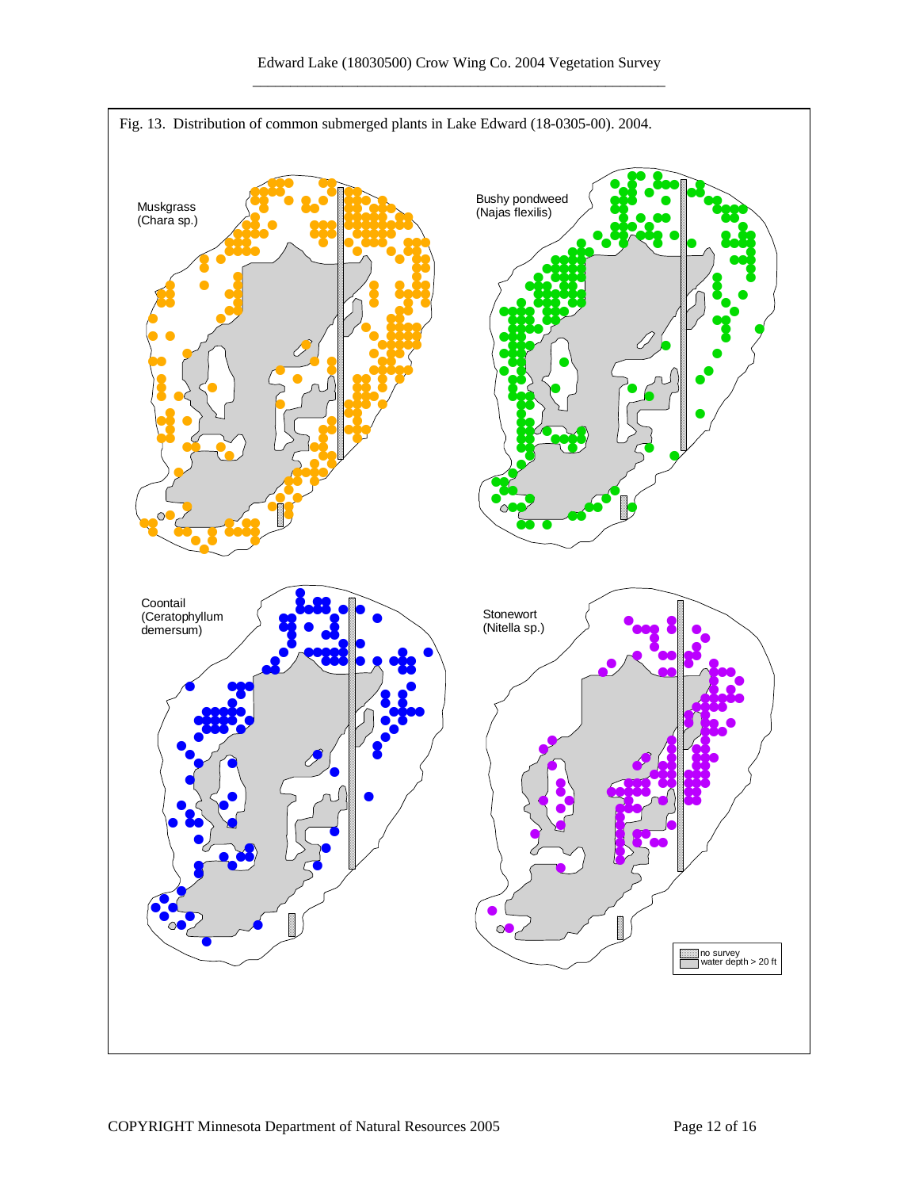Fig. 13. Distribution of common submerged plants in Lake Edward (18-0305-00). 2004.

Muskgrass
(Chara sp.)

Bushy pondweed
(Najas flexilis)

Coontail
(Ceratophyllum demersum)

Stonewort
(Nitella sp.)

no survey
water depth > 20 ft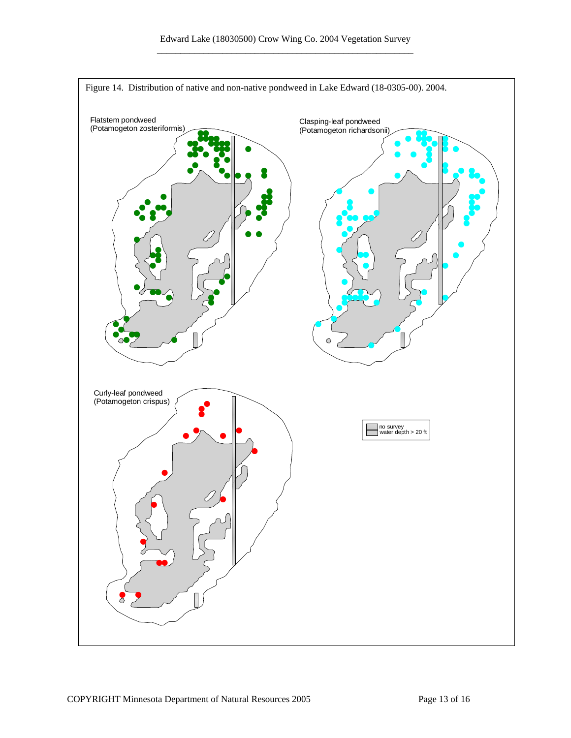Figure 14. Distribution of native and non-native pondweed in Lake Edward (18-0305-00). 2004.

Flatstem pondweed
(Potamogeton zosteriformis)

Clasping-leaf pondweed
(Potamogeton richardsonii)

Curly-leaf pondweed
(Potamogeton crispus)

no survey
water depth > 20 ft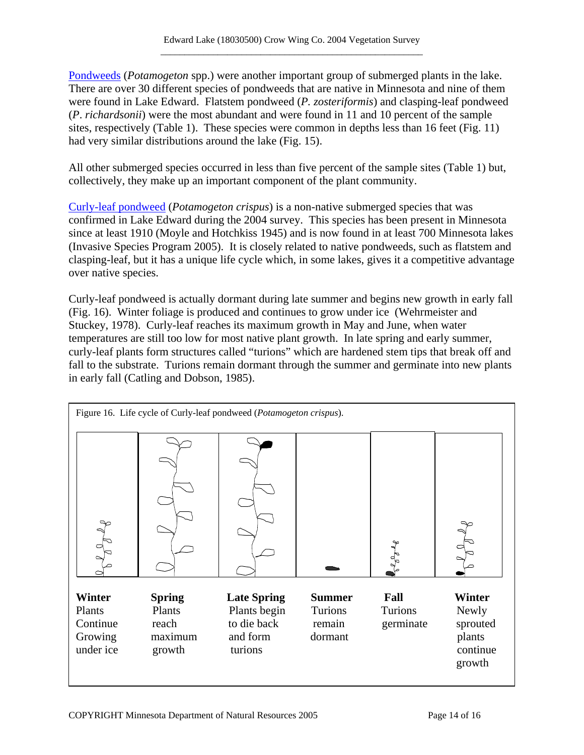[Pondweeds](#) (*Potamogeton* spp.) were another important group of submerged plants in the lake. There are over 30 different species of pondweeds that are native in Minnesota and nine of them were found in Lake Edward. Flatstem pondweed (*P. zosteriformis*) and clasping-leaf pondweed (*P. richardsonii*) were the most abundant and were found in 11 and 10 percent of the sample sites, respectively (Table 1). These species were common in depths less than 16 feet (Fig. 11) had very similar distributions around the lake (Fig. 15).

All other submerged species occurred in less than five percent of the sample sites (Table 1) but, collectively, they make up an important component of the plant community.

[Curly-leaf pondweed](#) (*Potamogeton crispus*) is a non-native submerged species that was confirmed in Lake Edward during the 2004 survey. This species has been present in Minnesota since at least 1910 (Moyle and Hotchkiss 1945) and is now found in at least 700 Minnesota lakes (Invasive Species Program 2005). It is closely related to native pondweeds, such as flatstem and clasping-leaf, but it has a unique life cycle which, in some lakes, gives it a competitive advantage over native species.

Curly-leaf pondweed is actually dormant during late summer and begins new growth in early fall (Fig. 16). Winter foliage is produced and continues to grow under ice (Wehrmeister and Stuckey, 1978). Curly-leaf reaches its maximum growth in May and June, when water temperatures are still too low for most native plant growth. In late spring and early summer, curly-leaf plants form structures called "turions" which are hardened stem tips that break off and fall to the substrate. Turions remain dormant through the summer and germinate into new plants in early fall (Catling and Dobson, 1985).

Figure 16. Life cycle of Curly-leaf pondweed (*Potamogeton crispus*).

| **Winter** | **Spring** | **Late Spring** | **Summer** | **Fall** | **Winter** |
|---|---|---|---|---|---|
| Plants Continue Growing under ice | Plants reach maximum growth | Plants begin to die back and form turions | Turions remain dormant | Turions germinate | Newly sprouted plants continue growth |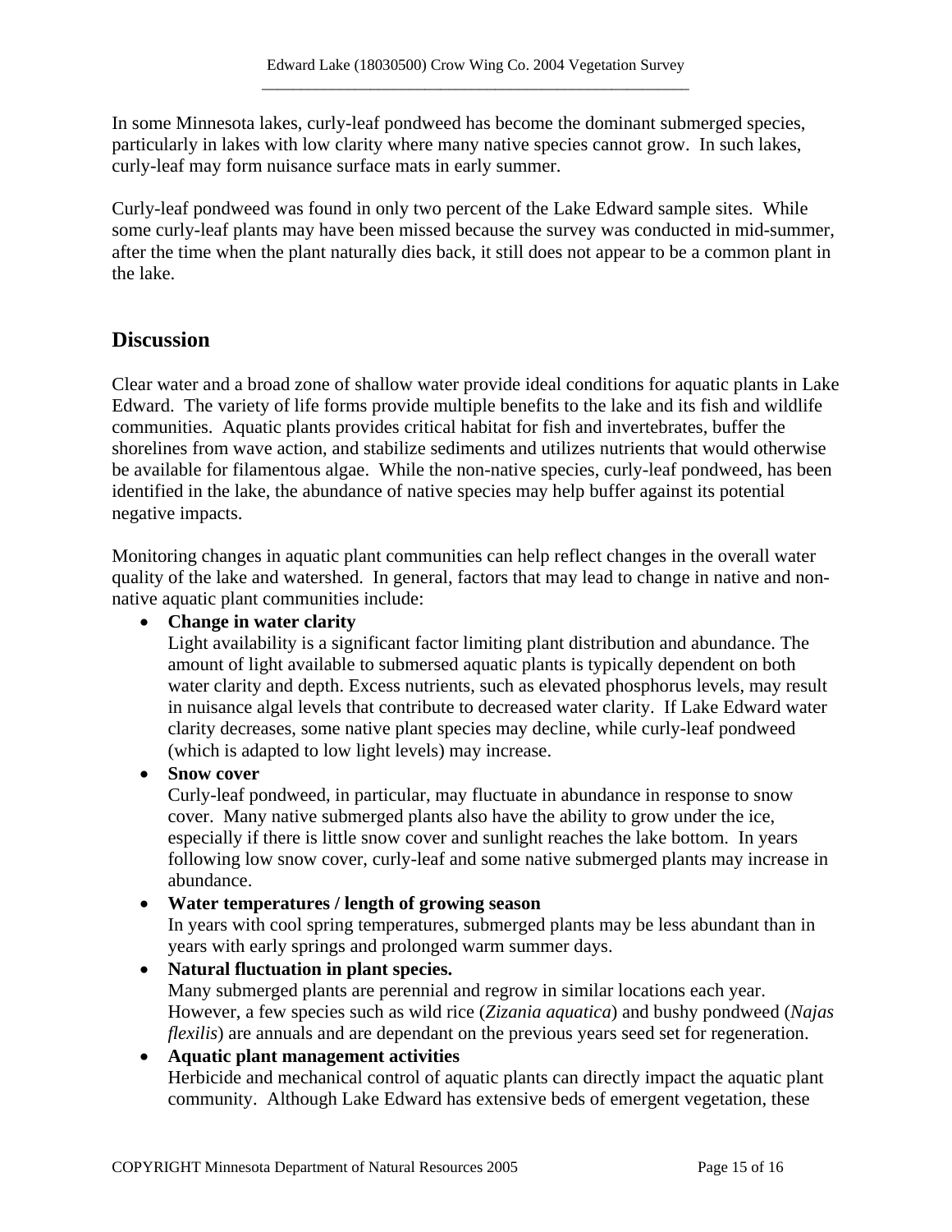In some Minnesota lakes, curly-leaf pondweed has become the dominant submerged species, particularly in lakes with low clarity where many native species cannot grow. In such lakes, curly-leaf may form nuisance surface mats in early summer.

Curly-leaf pondweed was found in only two percent of the Lake Edward sample sites. While some curly-leaf plants may have been missed because the survey was conducted in mid-summer, after the time when the plant naturally dies back, it still does not appear to be a common plant in the lake.

## Discussion

Clear water and a broad zone of shallow water provide ideal conditions for aquatic plants in Lake Edward. The variety of life forms provide multiple benefits to the lake and its fish and wildlife communities. Aquatic plants provides critical habitat for fish and invertebrates, buffer the shorelines from wave action, and stabilize sediments and utilizes nutrients that would otherwise be available for filamentous algae. While the non-native species, curly-leaf pondweed, has been identified in the lake, the abundance of native species may help buffer against its potential negative impacts.

Monitoring changes in aquatic plant communities can help reflect changes in the overall water quality of the lake and watershed. In general, factors that may lead to change in native and non-native aquatic plant communities include:

- **Change in water clarity**
  Light availability is a significant factor limiting plant distribution and abundance. The amount of light available to submersed aquatic plants is typically dependent on both water clarity and depth. Excess nutrients, such as elevated phosphorus levels, may result in nuisance algal levels that contribute to decreased water clarity. If Lake Edward water clarity decreases, some native plant species may decline, while curly-leaf pondweed (which is adapted to low light levels) may increase.
- **Snow cover**
  Curly-leaf pondweed, in particular, may fluctuate in abundance in response to snow cover. Many native submerged plants also have the ability to grow under the ice, especially if there is little snow cover and sunlight reaches the lake bottom. In years following low snow cover, curly-leaf and some native submerged plants may increase in abundance.
- **Water temperatures / length of growing season**
  In years with cool spring temperatures, submerged plants may be less abundant than in years with early springs and prolonged warm summer days.
- **Natural fluctuation in plant species.**
  Many submerged plants are perennial and regrow in similar locations each year. However, a few species such as wild rice (*Zizania aquatica*) and bushy pondweed (*Najas flexilis*) are annuals and are dependant on the previous years seed set for regeneration.
- **Aquatic plant management activities**
  Herbicide and mechanical control of aquatic plants can directly impact the aquatic plant community. Although Lake Edward has extensive beds of emergent vegetation, these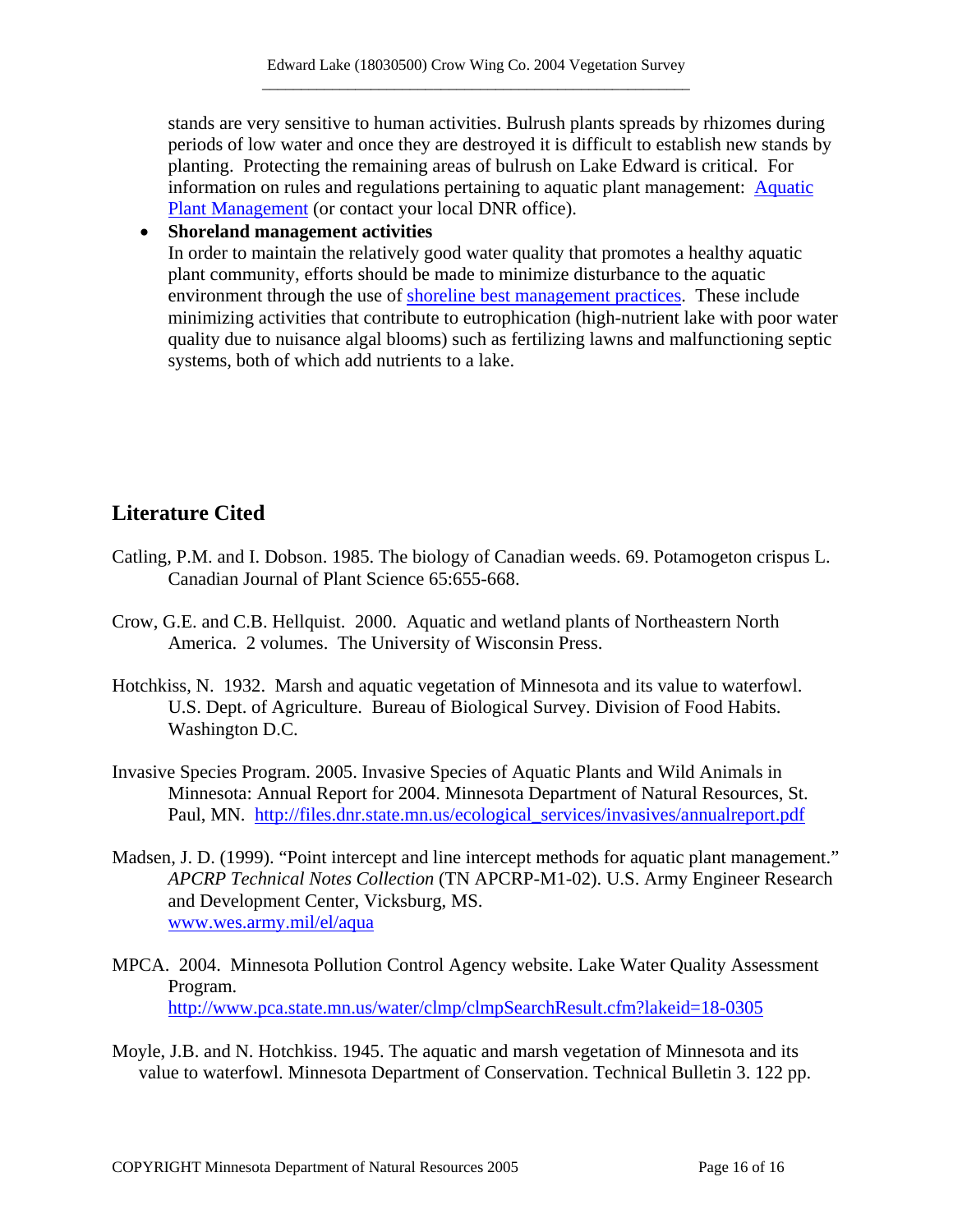stands are very sensitive to human activities. Bulrush plants spreads by rhizomes during periods of low water and once they are destroyed it is difficult to establish new stands by planting. Protecting the remaining areas of bulrush on Lake Edward is critical. For information on rules and regulations pertaining to aquatic plant management: [Aquatic Plant Management]() (or contact your local DNR office).

- **Shoreland management activities**
  In order to maintain the relatively good water quality that promotes a healthy aquatic plant community, efforts should be made to minimize disturbance to the aquatic environment through the use of [shoreline best management practices](). These include minimizing activities that contribute to eutrophication (high-nutrient lake with poor water quality due to nuisance algal blooms) such as fertilizing lawns and malfunctioning septic systems, both of which add nutrients to a lake.

## Literature Cited

Catling, P.M. and I. Dobson. 1985. The biology of Canadian weeds. 69. Potamogeton crispus L. Canadian Journal of Plant Science 65:655-668.

Crow, G.E. and C.B. Hellquist. 2000. Aquatic and wetland plants of Northeastern North America. 2 volumes. The University of Wisconsin Press.

Hotchkiss, N. 1932. Marsh and aquatic vegetation of Minnesota and its value to waterfowl. U.S. Dept. of Agriculture. Bureau of Biological Survey. Division of Food Habits. Washington D.C.

Invasive Species Program. 2005. Invasive Species of Aquatic Plants and Wild Animals in Minnesota: Annual Report for 2004. Minnesota Department of Natural Resources, St. Paul, MN. http://files.dnr.state.mn.us/ecological_services/invasives/annualreport.pdf

Madsen, J. D. (1999). "Point intercept and line intercept methods for aquatic plant management." *APCRP Technical Notes Collection* (TN APCRP-M1-02). U.S. Army Engineer Research and Development Center, Vicksburg, MS. www.wes.army.mil/el/aqua

MPCA. 2004. Minnesota Pollution Control Agency website. Lake Water Quality Assessment Program. http://www.pca.state.mn.us/water/clmp/clmpSearchResult.cfm?lakeid=18-0305

Moyle, J.B. and N. Hotchkiss. 1945. The aquatic and marsh vegetation of Minnesota and its value to waterfowl. Minnesota Department of Conservation. Technical Bulletin 3. 122 pp.

COPYRIGHT Minnesota Department of Natural Resources 2005